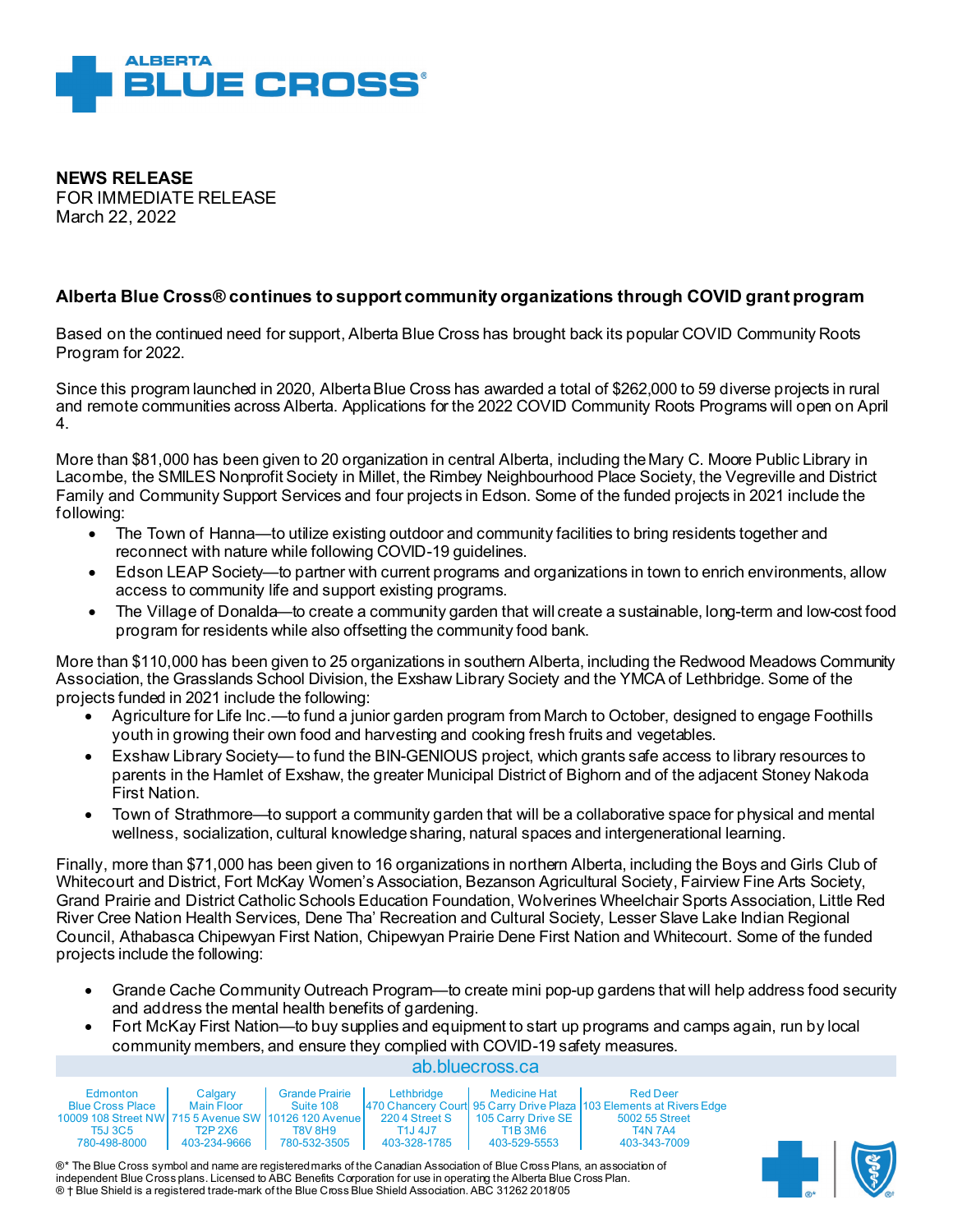**NEWS RELEASE**
FOR IMMEDIATE RELEASE
March 22, 2022

**Alberta Blue Cross® continues to support community organizations through COVID grant program**

Based on the continued need for support, Alberta Blue Cross has brought back its popular COVID Community Roots Program for 2022.

Since this program launched in 2020, Alberta Blue Cross has awarded a total of $262,000 to 59 diverse projects in rural and remote communities across Alberta. Applications for the 2022 COVID Community Roots Programs will open on April 4.

More than $81,000 has been given to 20 organization in central Alberta, including the Mary C. Moore Public Library in Lacombe, the SMILES Nonprofit Society in Millet, the Rimbey Neighbourhood Place Society, the Vegreville and District Family and Community Support Services and four projects in Edson. Some of the funded projects in 2021 include the following:

- The Town of Hanna—to utilize existing outdoor and community facilities to bring residents together and reconnect with nature while following COVID-19 guidelines.
- Edson LEAP Society—to partner with current programs and organizations in town to enrich environments, allow access to community life and support existing programs.
- The Village of Donalda—to create a community garden that will create a sustainable, long-term and low-cost food program for residents while also offsetting the community food bank.

More than $110,000 has been given to 25 organizations in southern Alberta, including the Redwood Meadows Community Association, the Grasslands School Division, the Exshaw Library Society and the YMCA of Lethbridge. Some of the projects funded in 2021 include the following:

- Agriculture for Life Inc.—to fund a junior garden program from March to October, designed to engage Foothills youth in growing their own food and harvesting and cooking fresh fruits and vegetables.
- Exshaw Library Society— to fund the BIN-GENIOUS project, which grants safe access to library resources to parents in the Hamlet of Exshaw, the greater Municipal District of Bighorn and of the adjacent Stoney Nakoda First Nation.
- Town of Strathmore—to support a community garden that will be a collaborative space for physical and mental wellness, socialization, cultural knowledge sharing, natural spaces and intergenerational learning.

Finally, more than $71,000 has been given to 16 organizations in northern Alberta, including the Boys and Girls Club of Whitecourt and District, Fort McKay Women's Association, Bezanson Agricultural Society, Fairview Fine Arts Society, Grand Prairie and District Catholic Schools Education Foundation, Wolverines Wheelchair Sports Association, Little Red River Cree Nation Health Services, Dene Tha' Recreation and Cultural Society, Lesser Slave Lake Indian Regional Council, Athabasca Chipewyan First Nation, Chipewyan Prairie Dene First Nation and Whitecourt. Some of the funded projects include the following:

- Grande Cache Community Outreach Program—to create mini pop-up gardens that will help address food security and address the mental health benefits of gardening.
- Fort McKay First Nation—to buy supplies and equipment to start up programs and camps again, run by local community members, and ensure they complied with COVID-19 safety measures.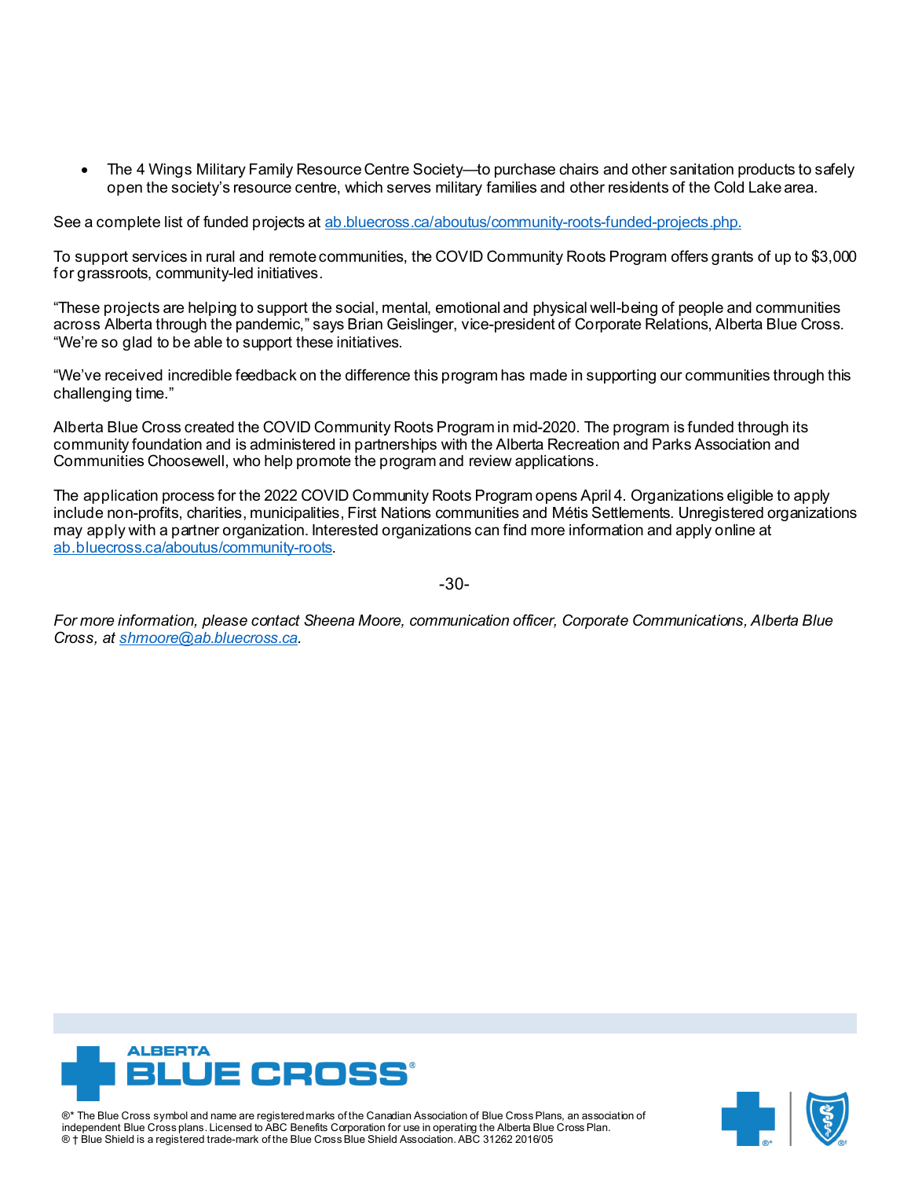- The 4 Wings Military Family Resource Centre Society—to purchase chairs and other sanitation products to safely open the society's resource centre, which serves military families and other residents of the Cold Lake area.

See a complete list of funded projects at ab.bluecross.ca/aboutus/community-roots-funded-projects.php.

To support services in rural and remote communities, the COVID Community Roots Program offers grants of up to $3,000 for grassroots, community-led initiatives.

"These projects are helping to support the social, mental, emotional and physical well-being of people and communities across Alberta through the pandemic," says Brian Geislinger, vice-president of Corporate Relations, Alberta Blue Cross. "We're so glad to be able to support these initiatives.

"We've received incredible feedback on the difference this program has made in supporting our communities through this challenging time."

Alberta Blue Cross created the COVID Community Roots Program in mid-2020. The program is funded through its community foundation and is administered in partnerships with the Alberta Recreation and Parks Association and Communities Choosewell, who help promote the program and review applications.

The application process for the 2022 COVID Community Roots Program opens April 4. Organizations eligible to apply include non-profits, charities, municipalities, First Nations communities and Métis Settlements. Unregistered organizations may apply with a partner organization. Interested organizations can find more information and apply online at ab.bluecross.ca/aboutus/community-roots.

-30-

*For more information, please contact Sheena Moore, communication officer, Corporate Communications, Alberta Blue Cross, at shmoore@ab.bluecross.ca.*

ALBERTA BLUE CROSS®

®* The Blue Cross symbol and name are registered marks of the Canadian Association of Blue Cross Plans, an association of independent Blue Cross plans. Licensed to ABC Benefits Corporation for use in operating the Alberta Blue Cross Plan.
® † Blue Shield is a registered trade-mark of the Blue Cross Blue Shield Association. ABC 31262 2016/05